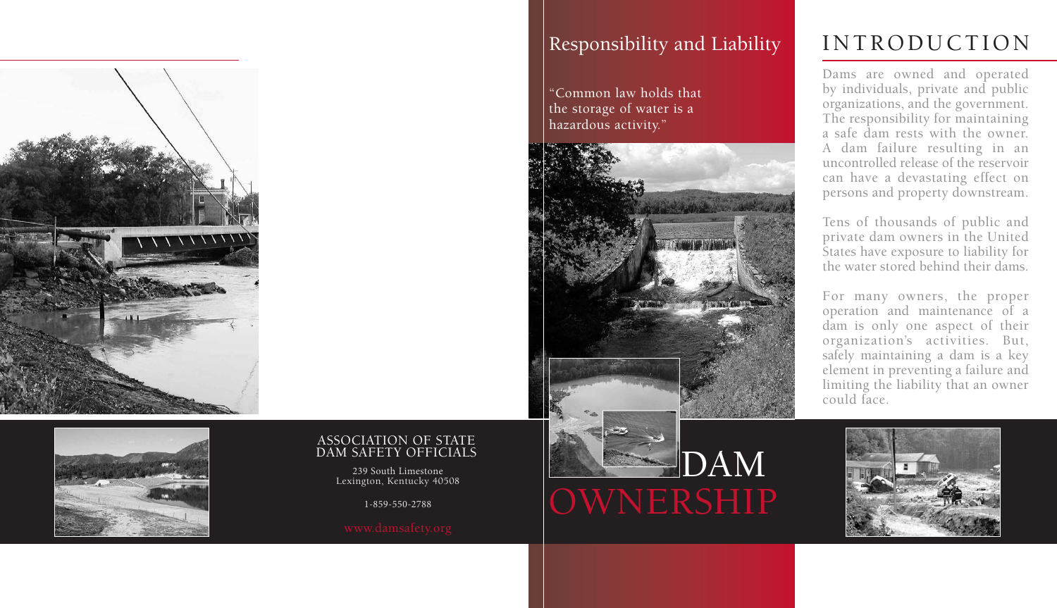## ASSOCIATION OF STATE DAM SAFETY OFFICIALS

239 South Limestone
Lexington, Kentucky 40508

1-859-550-2788

www.damsafety.org

## Responsibility and Liability

"Common law holds that the storage of water is a hazardous activity."

# DAM OWNERSHIP

## INTRODUCTION

Dams are owned and operated by individuals, private and public organizations, and the government. The responsibility for maintaining a safe dam rests with the owner. A dam failure resulting in an uncontrolled release of the reservoir can have a devastating effect on persons and property downstream.

Tens of thousands of public and private dam owners in the United States have exposure to liability for the water stored behind their dams.

For many owners, the proper operation and maintenance of a dam is only one aspect of their organization's activities. But, safely maintaining a dam is a key element in preventing a failure and limiting the liability that an owner could face.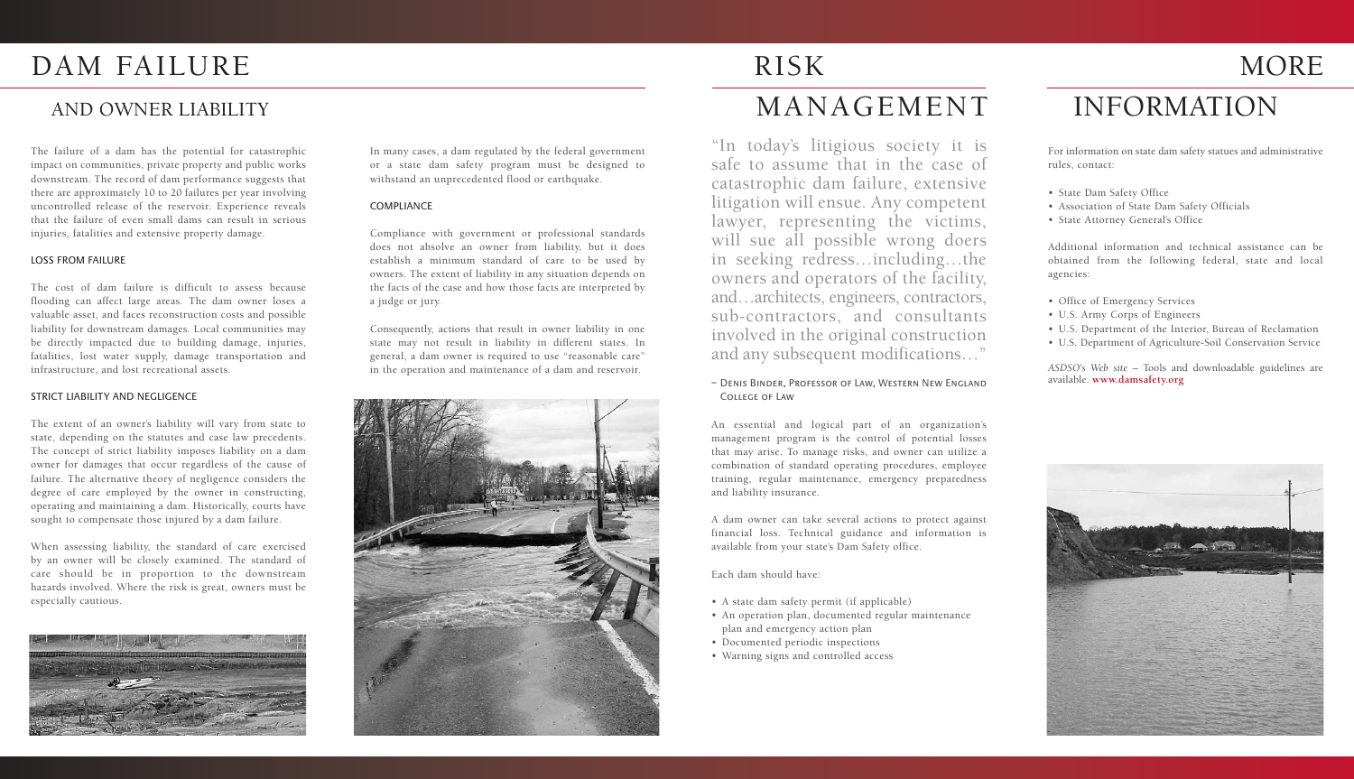# DAM FAILURE

## AND OWNER LIABILITY

The failure of a dam has the potential for catastrophic impact on communities, private property and public works downstream. The record of dam performance suggests that there are approximately 10 to 20 failures per year involving uncontrolled release of the reservoir. Experience reveals that the failure of even small dams can result in serious injuries, fatalities and extensive property damage.

### LOSS FROM FAILURE

The cost of dam failure is difficult to assess because flooding can affect large areas. The dam owner loses a valuable asset, and faces reconstruction costs and possible liability for downstream damages. Local communities may be directly impacted due to building damage, injuries, fatalities, lost water supply, damage transportation and infrastructure, and lost recreational assets.

### STRICT LIABILITY AND NEGLIGENCE

The extent of an owner's liability will vary from state to state, depending on the statutes and case law precedents. The concept of strict liability imposes liability on a dam owner for damages that occur regardless of the cause of failure. The alternative theory of negligence considers the degree of care employed by the owner in constructing, operating and maintaining a dam. Historically, courts have sought to compensate those injured by a dam failure.

When assessing liability, the standard of care exercised by an owner will be closely examined. The standard of care should be in proportion to the downstream hazards involved. Where the risk is great, owners must be especially cautious.

In many cases, a dam regulated by the federal government or a state dam safety program must be designed to withstand an unprecedented flood or earthquake.

### COMPLIANCE

Compliance with government or professional standards does not absolve an owner from liability, but it does establish a minimum standard of care to be used by owners. The extent of liability in any situation depends on the facts of the case and how those facts are interpreted by a judge or jury.

Consequently, actions that result in owner liability in one state may not result in liability in different states. In general, a dam owner is required to use "reasonable care" in the operation and maintenance of a dam and reservoir.

# RISK MANAGEMENT

"In today's litigious society it is safe to assume that in the case of catastrophic dam failure, extensive litigation will ensue. Any competent lawyer, representing the victims, will sue all possible wrong doers in seeking redress…including…the owners and operators of the facility, and…architects, engineers, contractors, sub-contractors, and consultants involved in the original construction and any subsequent modifications…"

– Denis Binder, Professor of Law, Western New England College of Law

An essential and logical part of an organization's management program is the control of potential losses that may arise. To manage risks, and owner can utilize a combination of standard operating procedures, employee training, regular maintenance, emergency preparedness and liability insurance.

A dam owner can take several actions to protect against financial loss. Technical guidance and information is available from your state's Dam Safety office.

Each dam should have:

- A state dam safety permit (if applicable)
- An operation plan, documented regular maintenance plan and emergency action plan
- Documented periodic inspections
- Warning signs and controlled access

# MORE INFORMATION

For information on state dam safety statues and administrative rules, contact:

- State Dam Safety Office
- Association of State Dam Safety Officials
- State Attorney General's Office

Additional information and technical assistance can be obtained from the following federal, state and local agencies:

- Office of Emergency Services
- U.S. Army Corps of Engineers
- U.S. Department of the Interior, Bureau of Reclamation
- U.S. Department of Agriculture-Soil Conservation Service

*ASDSO's Web site* – Tools and downloadable guidelines are available. **www.damsafety.org**